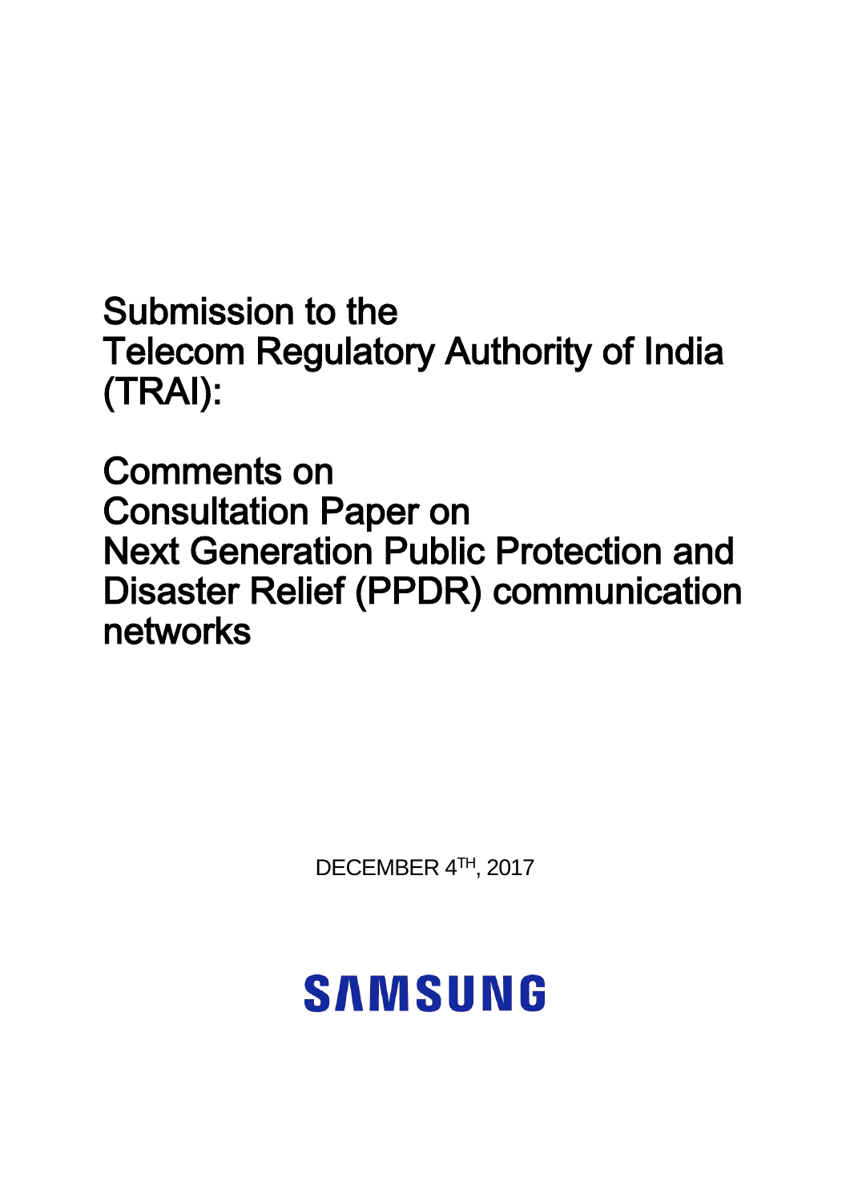# Submission to the Telecom Regulatory Authority of India (TRAI):

# Comments on Consultation Paper on Next Generation Public Protection and Disaster Relief (PPDR) communication networks

DECEMBER 4TH, 2017

SAMSUNG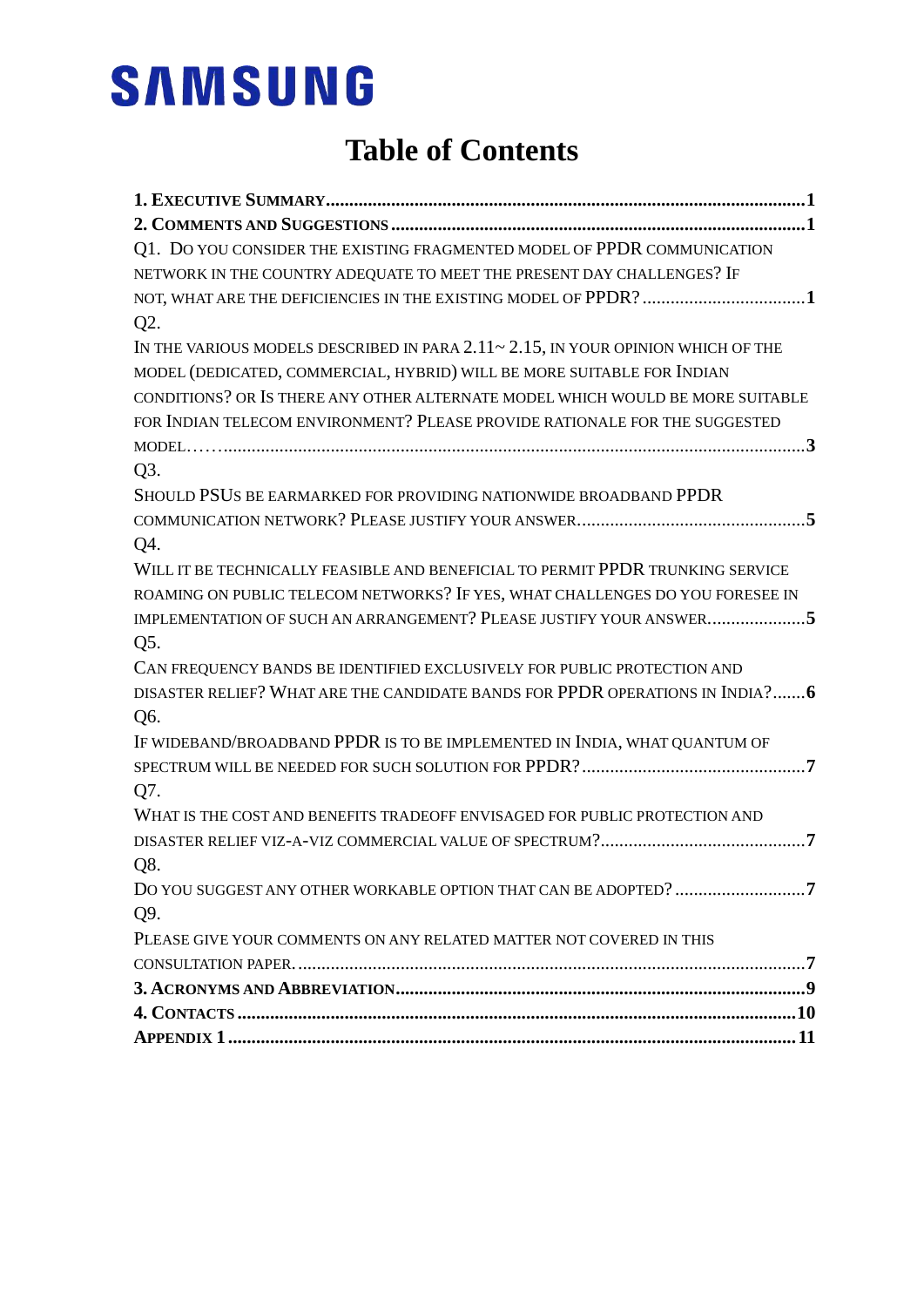**SAMSUNG**

# Table of Contents

**1. Executive Summary** ........................................................................ **1**

**2. Comments and Suggestions** ........................................................................ **1**

Q1. Do you consider the existing fragmented model of PPDR communication network in the country adequate to meet the present day challenges? If not, what are the deficiencies in the existing model of PPDR? .................................. **1**

Q2.
In the various models described in para 2.11~ 2.15, in your opinion which of the model (dedicated, commercial, hybrid) will be more suitable for Indian conditions? Or Is there any other alternate model which would be more suitable for Indian telecom environment? Please provide rationale for the suggested model…… .................................................................................. **3**

Q3.
Should PSUs be earmarked for providing nationwide broadband PPDR communication network? Please justify your answer. ................................................ **5**

Q4.
Will it be technically feasible and beneficial to permit PPDR trunking service roaming on public telecom networks? If yes, what challenges do you foresee in implementation of such an arrangement? Please justify your answer. ..................... **5**

Q5.
Can frequency bands be identified exclusively for public protection and disaster relief? What are the candidate bands for PPDR operations in India? ....... **6**

Q6.
If wideband/broadband PPDR is to be implemented in India, what quantum of spectrum will be needed for such solution for PPDR? ................................................ **7**

Q7.
What is the cost and benefits tradeoff envisaged for public protection and disaster relief viz-a-viz commercial value of spectrum? ........................................... **7**

Q8.
Do you suggest any other workable option that can be adopted? ............................ **7**

Q9.
Please give your comments on any related matter not covered in this consultation paper. ........................................................................ **7**

**3. Acronyms and Abbreviation** ........................................................................ **9**

**4. Contacts** ........................................................................ **10**

**Appendix 1** ........................................................................ **11**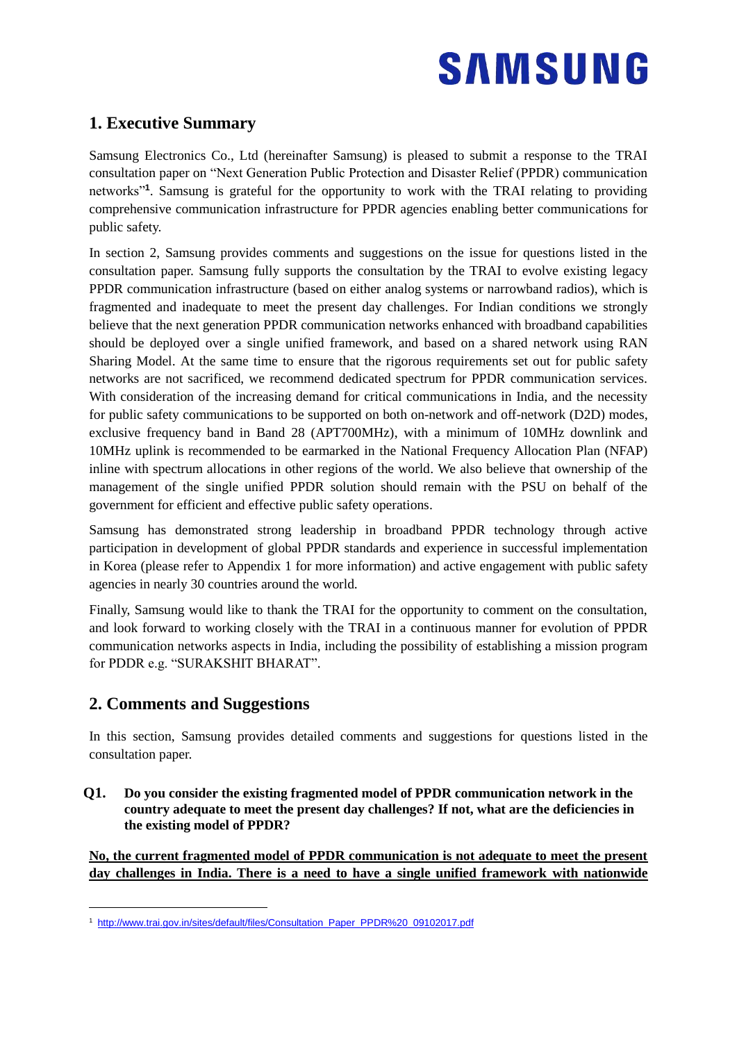## 1. Executive Summary

Samsung Electronics Co., Ltd (hereinafter Samsung) is pleased to submit a response to the TRAI consultation paper on "Next Generation Public Protection and Disaster Relief (PPDR) communication networks"[1]. Samsung is grateful for the opportunity to work with the TRAI relating to providing comprehensive communication infrastructure for PPDR agencies enabling better communications for public safety.

In section 2, Samsung provides comments and suggestions on the issue for questions listed in the consultation paper. Samsung fully supports the consultation by the TRAI to evolve existing legacy PPDR communication infrastructure (based on either analog systems or narrowband radios), which is fragmented and inadequate to meet the present day challenges. For Indian conditions we strongly believe that the next generation PPDR communication networks enhanced with broadband capabilities should be deployed over a single unified framework, and based on a shared network using RAN Sharing Model. At the same time to ensure that the rigorous requirements set out for public safety networks are not sacrificed, we recommend dedicated spectrum for PPDR communication services. With consideration of the increasing demand for critical communications in India, and the necessity for public safety communications to be supported on both on-network and off-network (D2D) modes, exclusive frequency band in Band 28 (APT700MHz), with a minimum of 10MHz downlink and 10MHz uplink is recommended to be earmarked in the National Frequency Allocation Plan (NFAP) inline with spectrum allocations in other regions of the world. We also believe that ownership of the management of the single unified PPDR solution should remain with the PSU on behalf of the government for efficient and effective public safety operations.

Samsung has demonstrated strong leadership in broadband PPDR technology through active participation in development of global PPDR standards and experience in successful implementation in Korea (please refer to Appendix 1 for more information) and active engagement with public safety agencies in nearly 30 countries around the world.

Finally, Samsung would like to thank the TRAI for the opportunity to comment on the consultation, and look forward to working closely with the TRAI in a continuous manner for evolution of PPDR communication networks aspects in India, including the possibility of establishing a mission program for PDDR e.g. "SURAKSHIT BHARAT".

## 2. Comments and Suggestions

In this section, Samsung provides detailed comments and suggestions for questions listed in the consultation paper.

**Q1. Do you consider the existing fragmented model of PPDR communication network in the country adequate to meet the present day challenges? If not, what are the deficiencies in the existing model of PPDR?**

**No, the current fragmented model of PPDR communication is not adequate to meet the present day challenges in India. There is a need to have a single unified framework with nationwide**

[1] http://www.trai.gov.in/sites/default/files/Consultation_Paper_PPDR%20_09102017.pdf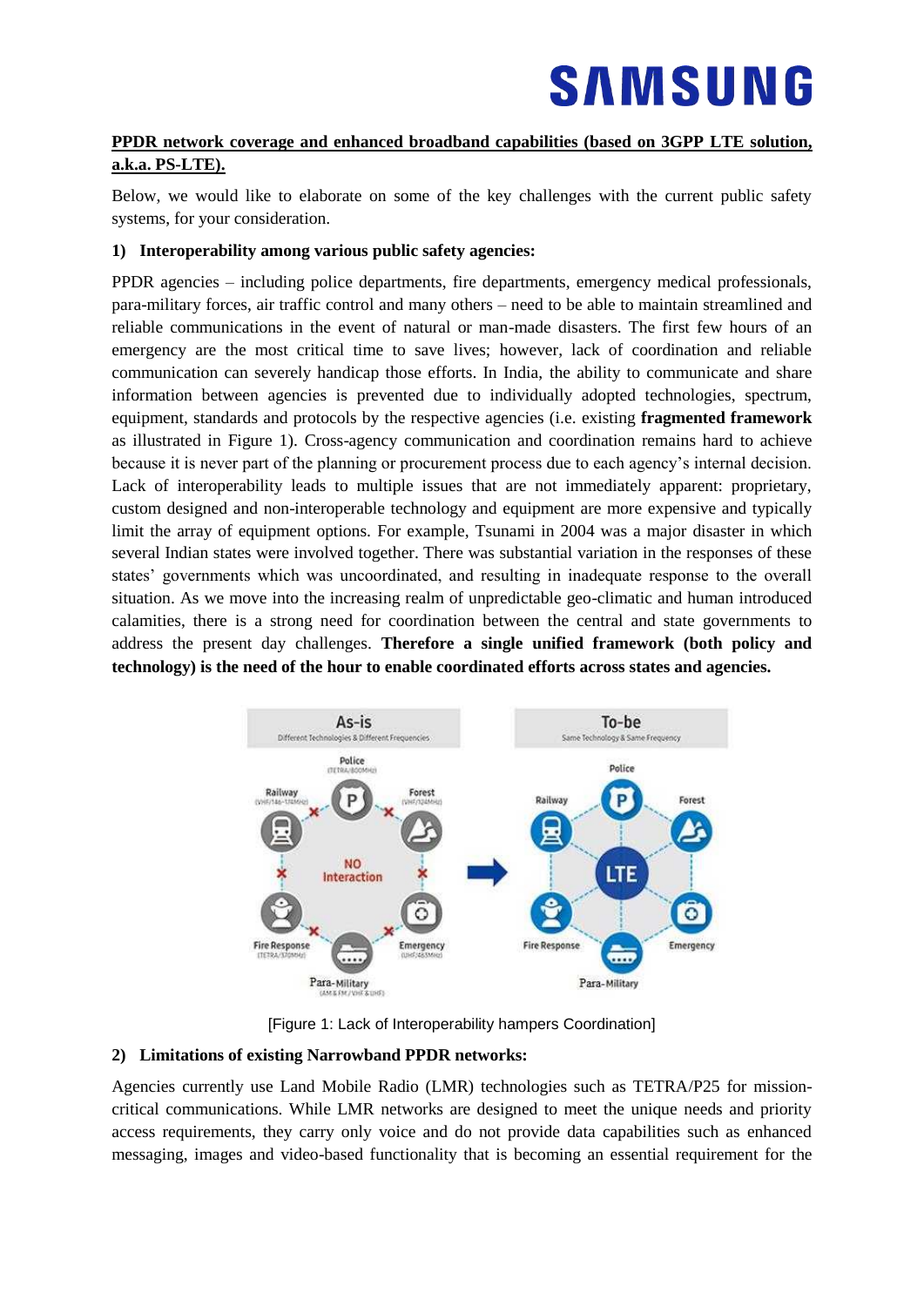**PPDR network coverage and enhanced broadband capabilities (based on 3GPP LTE solution, a.k.a. PS-LTE).**

Below, we would like to elaborate on some of the key challenges with the current public safety systems, for your consideration.

**1) Interoperability among various public safety agencies:**

PPDR agencies – including police departments, fire departments, emergency medical professionals, para-military forces, air traffic control and many others – need to be able to maintain streamlined and reliable communications in the event of natural or man-made disasters. The first few hours of an emergency are the most critical time to save lives; however, lack of coordination and reliable communication can severely handicap those efforts. In India, the ability to communicate and share information between agencies is prevented due to individually adopted technologies, spectrum, equipment, standards and protocols by the respective agencies (i.e. existing **fragmented framework** as illustrated in Figure 1). Cross-agency communication and coordination remains hard to achieve because it is never part of the planning or procurement process due to each agency's internal decision. Lack of interoperability leads to multiple issues that are not immediately apparent: proprietary, custom designed and non-interoperable technology and equipment are more expensive and typically limit the array of equipment options. For example, Tsunami in 2004 was a major disaster in which several Indian states were involved together. There was substantial variation in the responses of these states' governments which was uncoordinated, and resulting in inadequate response to the overall situation. As we move into the increasing realm of unpredictable geo-climatic and human introduced calamities, there is a strong need for coordination between the central and state governments to address the present day challenges. **Therefore a single unified framework (both policy and technology) is the need of the hour to enable coordinated efforts across states and agencies.**

[Figure 1: Lack of Interoperability hampers Coordination]

**2) Limitations of existing Narrowband PPDR networks:**

Agencies currently use Land Mobile Radio (LMR) technologies such as TETRA/P25 for mission-critical communications. While LMR networks are designed to meet the unique needs and priority access requirements, they carry only voice and do not provide data capabilities such as enhanced messaging, images and video-based functionality that is becoming an essential requirement for the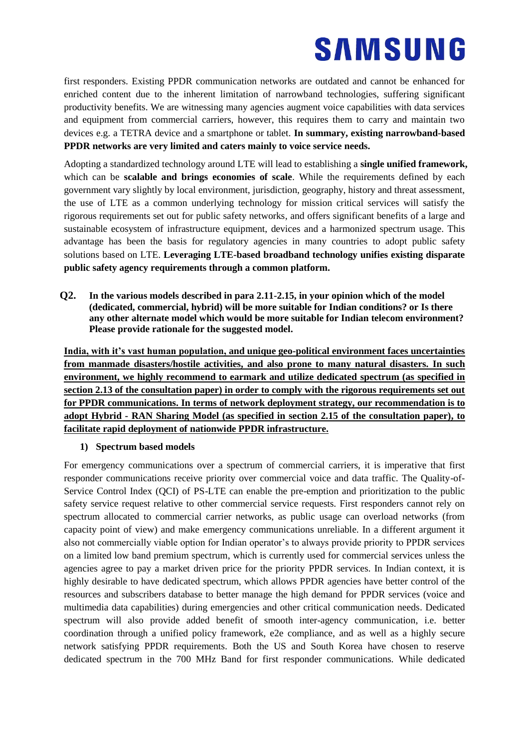first responders. Existing PPDR communication networks are outdated and cannot be enhanced for enriched content due to the inherent limitation of narrowband technologies, suffering significant productivity benefits. We are witnessing many agencies augment voice capabilities with data services and equipment from commercial carriers, however, this requires them to carry and maintain two devices e.g. a TETRA device and a smartphone or tablet. **In summary, existing narrowband-based PPDR networks are very limited and caters mainly to voice service needs.**

Adopting a standardized technology around LTE will lead to establishing a **single unified framework,** which can be **scalable and brings economies of scale**. While the requirements defined by each government vary slightly by local environment, jurisdiction, geography, history and threat assessment, the use of LTE as a common underlying technology for mission critical services will satisfy the rigorous requirements set out for public safety networks, and offers significant benefits of a large and sustainable ecosystem of infrastructure equipment, devices and a harmonized spectrum usage. This advantage has been the basis for regulatory agencies in many countries to adopt public safety solutions based on LTE. **Leveraging LTE-based broadband technology unifies existing disparate public safety agency requirements through a common platform.**

**Q2. In the various models described in para 2.11-2.15, in your opinion which of the model (dedicated, commercial, hybrid) will be more suitable for Indian conditions? or Is there any other alternate model which would be more suitable for Indian telecom environment? Please provide rationale for the suggested model.**

**India, with it's vast human population, and unique geo-political environment faces uncertainties from manmade disasters/hostile activities, and also prone to many natural disasters. In such environment, we highly recommend to earmark and utilize dedicated spectrum (as specified in section 2.13 of the consultation paper) in order to comply with the rigorous requirements set out for PPDR communications. In terms of network deployment strategy, our recommendation is to adopt Hybrid - RAN Sharing Model (as specified in section 2.15 of the consultation paper), to facilitate rapid deployment of nationwide PPDR infrastructure.**

1) **Spectrum based models**

For emergency communications over a spectrum of commercial carriers, it is imperative that first responder communications receive priority over commercial voice and data traffic. The Quality-of-Service Control Index (QCI) of PS-LTE can enable the pre-emption and prioritization to the public safety service request relative to other commercial service requests. First responders cannot rely on spectrum allocated to commercial carrier networks, as public usage can overload networks (from capacity point of view) and make emergency communications unreliable. In a different argument it also not commercially viable option for Indian operator's to always provide priority to PPDR services on a limited low band premium spectrum, which is currently used for commercial services unless the agencies agree to pay a market driven price for the priority PPDR services. In Indian context, it is highly desirable to have dedicated spectrum, which allows PPDR agencies have better control of the resources and subscribers database to better manage the high demand for PPDR services (voice and multimedia data capabilities) during emergencies and other critical communication needs. Dedicated spectrum will also provide added benefit of smooth inter-agency communication, i.e. better coordination through a unified policy framework, e2e compliance, and as well as a highly secure network satisfying PPDR requirements. Both the US and South Korea have chosen to reserve dedicated spectrum in the 700 MHz Band for first responder communications. While dedicated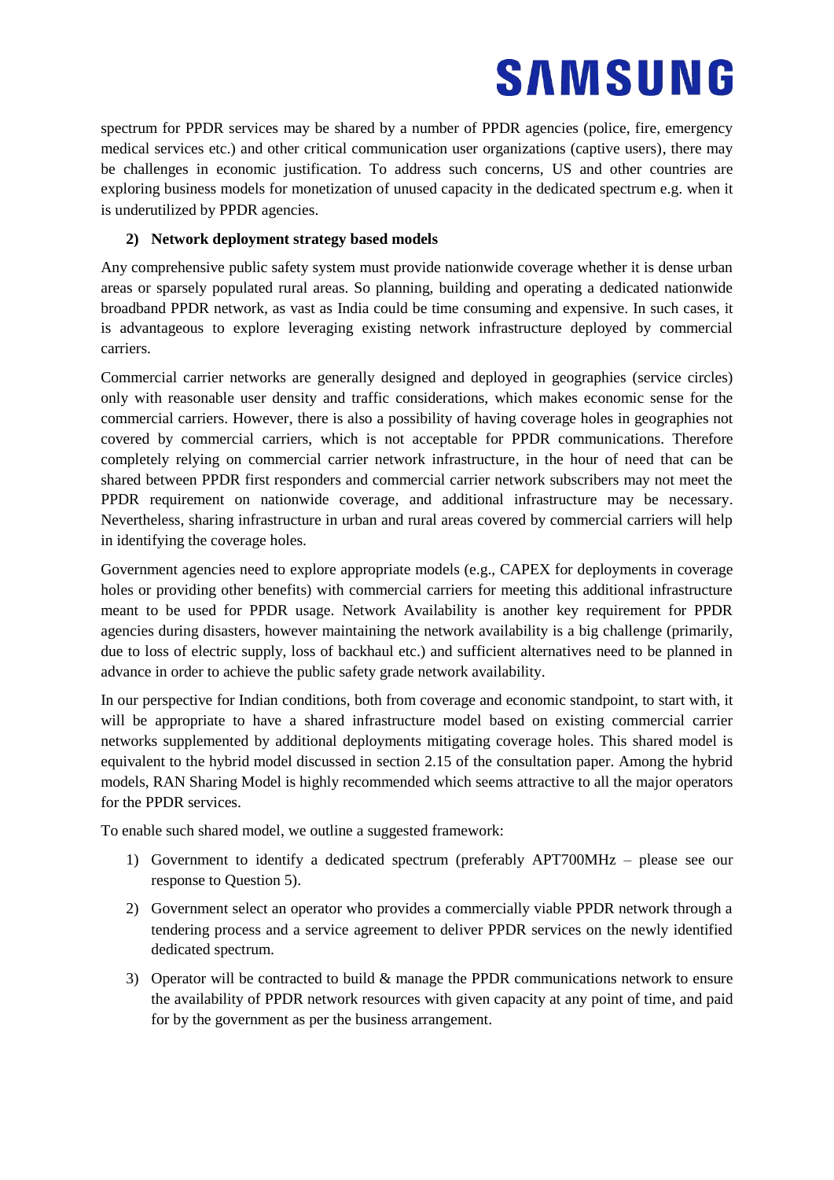spectrum for PPDR services may be shared by a number of PPDR agencies (police, fire, emergency medical services etc.) and other critical communication user organizations (captive users), there may be challenges in economic justification. To address such concerns, US and other countries are exploring business models for monetization of unused capacity in the dedicated spectrum e.g. when it is underutilized by PPDR agencies.

**2) Network deployment strategy based models**

Any comprehensive public safety system must provide nationwide coverage whether it is dense urban areas or sparsely populated rural areas. So planning, building and operating a dedicated nationwide broadband PPDR network, as vast as India could be time consuming and expensive. In such cases, it is advantageous to explore leveraging existing network infrastructure deployed by commercial carriers.

Commercial carrier networks are generally designed and deployed in geographies (service circles) only with reasonable user density and traffic considerations, which makes economic sense for the commercial carriers. However, there is also a possibility of having coverage holes in geographies not covered by commercial carriers, which is not acceptable for PPDR communications. Therefore completely relying on commercial carrier network infrastructure, in the hour of need that can be shared between PPDR first responders and commercial carrier network subscribers may not meet the PPDR requirement on nationwide coverage, and additional infrastructure may be necessary. Nevertheless, sharing infrastructure in urban and rural areas covered by commercial carriers will help in identifying the coverage holes.

Government agencies need to explore appropriate models (e.g., CAPEX for deployments in coverage holes or providing other benefits) with commercial carriers for meeting this additional infrastructure meant to be used for PPDR usage. Network Availability is another key requirement for PPDR agencies during disasters, however maintaining the network availability is a big challenge (primarily, due to loss of electric supply, loss of backhaul etc.) and sufficient alternatives need to be planned in advance in order to achieve the public safety grade network availability.

In our perspective for Indian conditions, both from coverage and economic standpoint, to start with, it will be appropriate to have a shared infrastructure model based on existing commercial carrier networks supplemented by additional deployments mitigating coverage holes. This shared model is equivalent to the hybrid model discussed in section 2.15 of the consultation paper. Among the hybrid models, RAN Sharing Model is highly recommended which seems attractive to all the major operators for the PPDR services.

To enable such shared model, we outline a suggested framework:

1) Government to identify a dedicated spectrum (preferably APT700MHz – please see our response to Question 5).
2) Government select an operator who provides a commercially viable PPDR network through a tendering process and a service agreement to deliver PPDR services on the newly identified dedicated spectrum.
3) Operator will be contracted to build & manage the PPDR communications network to ensure the availability of PPDR network resources with given capacity at any point of time, and paid for by the government as per the business arrangement.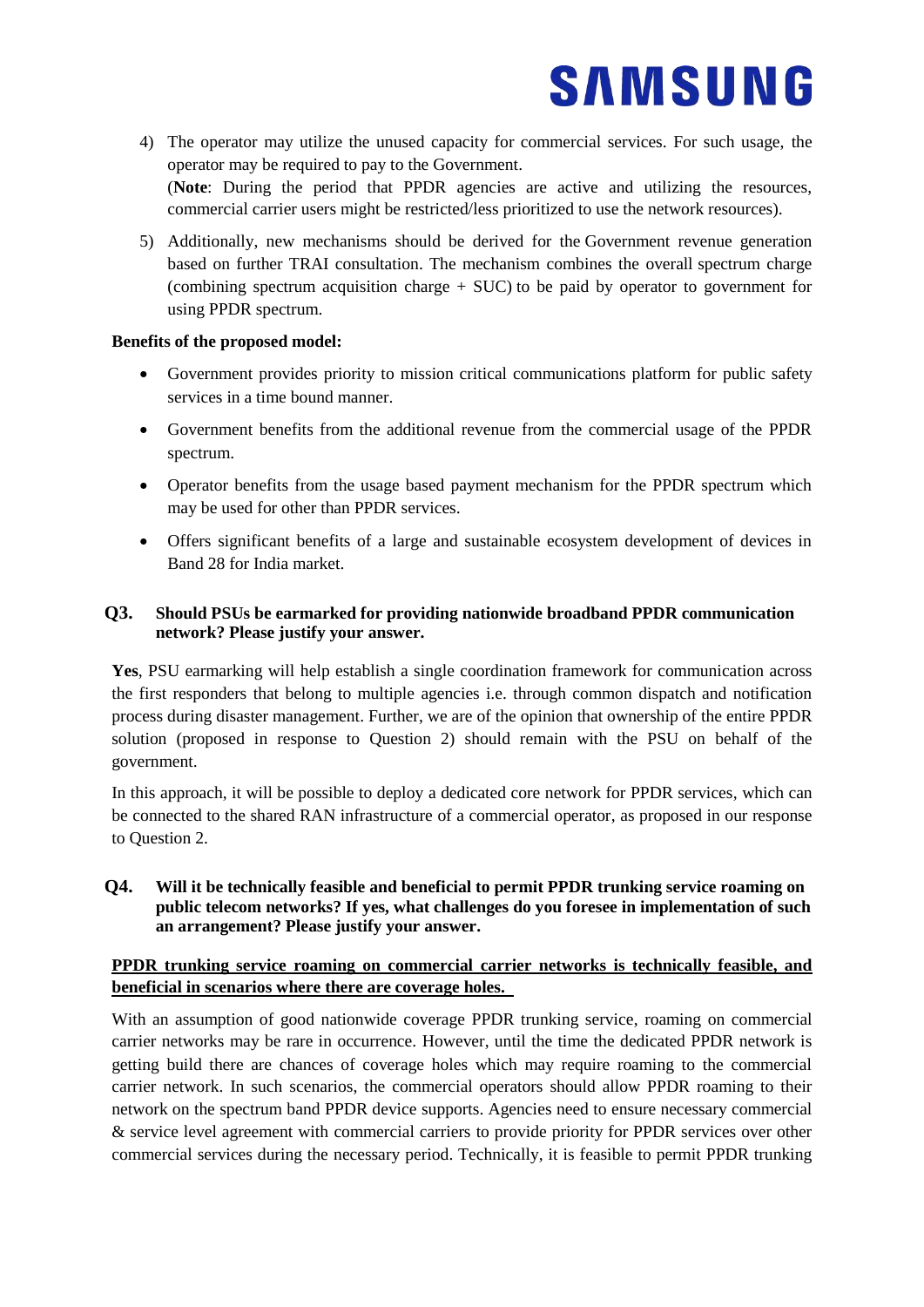4) The operator may utilize the unused capacity for commercial services. For such usage, the operator may be required to pay to the Government.
   (**Note**: During the period that PPDR agencies are active and utilizing the resources, commercial carrier users might be restricted/less prioritized to use the network resources).

5) Additionally, new mechanisms should be derived for the Government revenue generation based on further TRAI consultation. The mechanism combines the overall spectrum charge (combining spectrum acquisition charge + SUC) to be paid by operator to government for using PPDR spectrum.

**Benefits of the proposed model:**

- Government provides priority to mission critical communications platform for public safety services in a time bound manner.
- Government benefits from the additional revenue from the commercial usage of the PPDR spectrum.
- Operator benefits from the usage based payment mechanism for the PPDR spectrum which may be used for other than PPDR services.
- Offers significant benefits of a large and sustainable ecosystem development of devices in Band 28 for India market.

### Q3. Should PSUs be earmarked for providing nationwide broadband PPDR communication network? Please justify your answer.

**Yes**, PSU earmarking will help establish a single coordination framework for communication across the first responders that belong to multiple agencies i.e. through common dispatch and notification process during disaster management. Further, we are of the opinion that ownership of the entire PPDR solution (proposed in response to Question 2) should remain with the PSU on behalf of the government.

In this approach, it will be possible to deploy a dedicated core network for PPDR services, which can be connected to the shared RAN infrastructure of a commercial operator, as proposed in our response to Question 2.

### Q4. Will it be technically feasible and beneficial to permit PPDR trunking service roaming on public telecom networks? If yes, what challenges do you foresee in implementation of such an arrangement? Please justify your answer.

**<u>PPDR trunking service roaming on commercial carrier networks is technically feasible, and beneficial in scenarios where there are coverage holes.</u>**

With an assumption of good nationwide coverage PPDR trunking service, roaming on commercial carrier networks may be rare in occurrence. However, until the time the dedicated PPDR network is getting build there are chances of coverage holes which may require roaming to the commercial carrier network. In such scenarios, the commercial operators should allow PPDR roaming to their network on the spectrum band PPDR device supports. Agencies need to ensure necessary commercial & service level agreement with commercial carriers to provide priority for PPDR services over other commercial services during the necessary period. Technically, it is feasible to permit PPDR trunking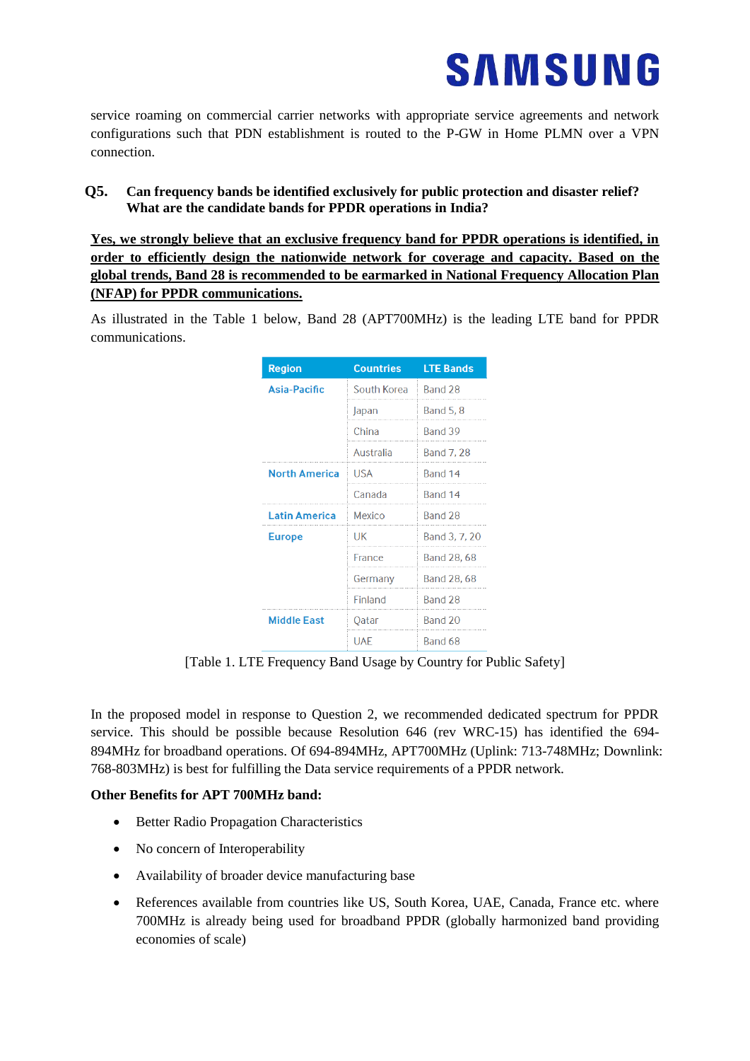service roaming on commercial carrier networks with appropriate service agreements and network configurations such that PDN establishment is routed to the P-GW in Home PLMN over a VPN connection.

**Q5. Can frequency bands be identified exclusively for public protection and disaster relief? What are the candidate bands for PPDR operations in India?**

**Yes, we strongly believe that an exclusive frequency band for PPDR operations is identified, in order to efficiently design the nationwide network for coverage and capacity. Based on the global trends, Band 28 is recommended to be earmarked in National Frequency Allocation Plan (NFAP) for PPDR communications.**

As illustrated in the Table 1 below, Band 28 (APT700MHz) is the leading LTE band for PPDR communications.

| Region | Countries | LTE Bands |
|---|---|---|
| Asia-Pacific | South Korea | Band 28 |
| | Japan | Band 5, 8 |
| | China | Band 39 |
| | Australia | Band 7, 28 |
| North America | USA | Band 14 |
| | Canada | Band 14 |
| Latin America | Mexico | Band 28 |
| Europe | UK | Band 3, 7, 20 |
| | France | Band 28, 68 |
| | Germany | Band 28, 68 |
| | Finland | Band 28 |
| Middle East | Qatar | Band 20 |
| | UAE | Band 68 |

[Table 1. LTE Frequency Band Usage by Country for Public Safety]

In the proposed model in response to Question 2, we recommended dedicated spectrum for PPDR service. This should be possible because Resolution 646 (rev WRC-15) has identified the 694-894MHz for broadband operations. Of 694-894MHz, APT700MHz (Uplink: 713-748MHz; Downlink: 768-803MHz) is best for fulfilling the Data service requirements of a PPDR network.

**Other Benefits for APT 700MHz band:**

- Better Radio Propagation Characteristics
- No concern of Interoperability
- Availability of broader device manufacturing base
- References available from countries like US, South Korea, UAE, Canada, France etc. where 700MHz is already being used for broadband PPDR (globally harmonized band providing economies of scale)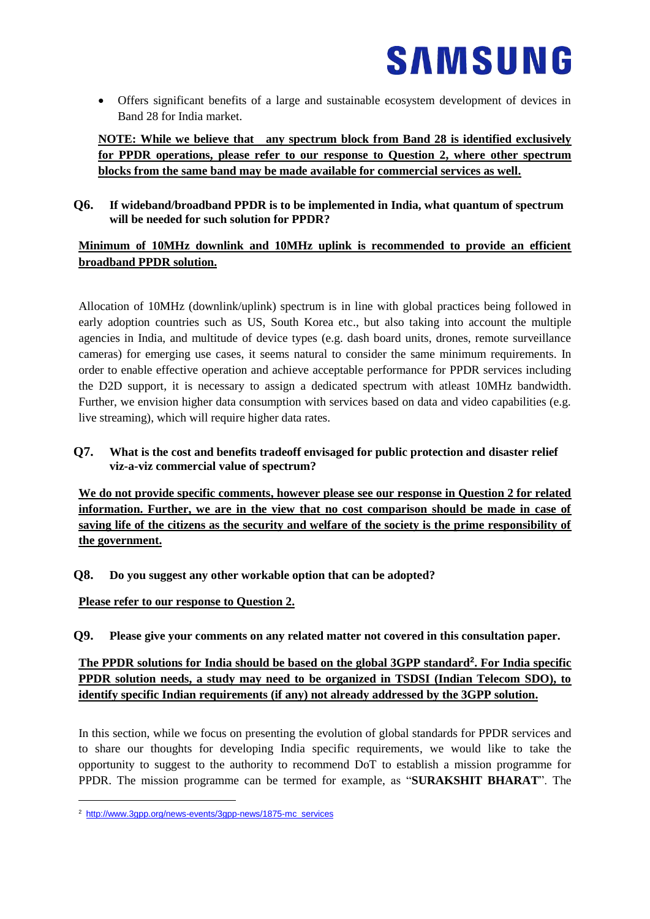- Offers significant benefits of a large and sustainable ecosystem development of devices in Band 28 for India market.

**NOTE: While we believe that any spectrum block from Band 28 is identified exclusively for PPDR operations, please refer to our response to Question 2, where other spectrum blocks from the same band may be made available for commercial services as well.**

**Q6. If wideband/broadband PPDR is to be implemented in India, what quantum of spectrum will be needed for such solution for PPDR?**

**Minimum of 10MHz downlink and 10MHz uplink is recommended to provide an efficient broadband PPDR solution.**

Allocation of 10MHz (downlink/uplink) spectrum is in line with global practices being followed in early adoption countries such as US, South Korea etc., but also taking into account the multiple agencies in India, and multitude of device types (e.g. dash board units, drones, remote surveillance cameras) for emerging use cases, it seems natural to consider the same minimum requirements. In order to enable effective operation and achieve acceptable performance for PPDR services including the D2D support, it is necessary to assign a dedicated spectrum with atleast 10MHz bandwidth. Further, we envision higher data consumption with services based on data and video capabilities (e.g. live streaming), which will require higher data rates.

**Q7. What is the cost and benefits tradeoff envisaged for public protection and disaster relief viz-a-viz commercial value of spectrum?**

**We do not provide specific comments, however please see our response in Question 2 for related information. Further, we are in the view that no cost comparison should be made in case of saving life of the citizens as the security and welfare of the society is the prime responsibility of the government.**

**Q8. Do you suggest any other workable option that can be adopted?**

**Please refer to our response to Question 2.**

**Q9. Please give your comments on any related matter not covered in this consultation paper.**

**The PPDR solutions for India should be based on the global 3GPP standard[2]. For India specific PPDR solution needs, a study may need to be organized in TSDSI (Indian Telecom SDO), to identify specific Indian requirements (if any) not already addressed by the 3GPP solution.**

In this section, while we focus on presenting the evolution of global standards for PPDR services and to share our thoughts for developing India specific requirements, we would like to take the opportunity to suggest to the authority to recommend DoT to establish a mission programme for PPDR. The mission programme can be termed for example, as "**SURAKSHIT BHARAT**". The

[2] http://www.3gpp.org/news-events/3gpp-news/1875-mc_services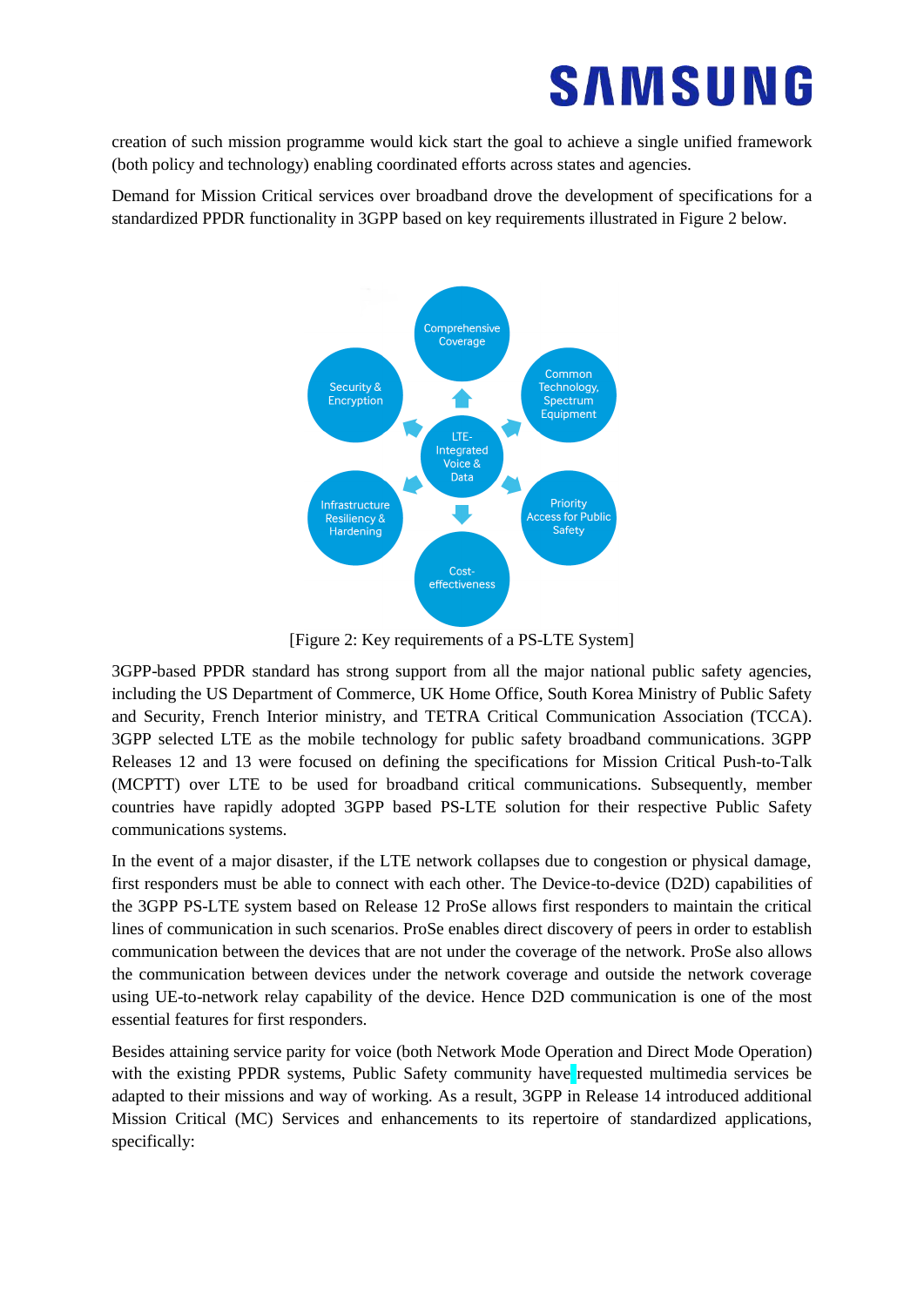creation of such mission programme would kick start the goal to achieve a single unified framework (both policy and technology) enabling coordinated efforts across states and agencies.

Demand for Mission Critical services over broadband drove the development of specifications for a standardized PPDR functionality in 3GPP based on key requirements illustrated in Figure 2 below.

[Figure 2: Key requirements of a PS-LTE System]

3GPP-based PPDR standard has strong support from all the major national public safety agencies, including the US Department of Commerce, UK Home Office, South Korea Ministry of Public Safety and Security, French Interior ministry, and TETRA Critical Communication Association (TCCA). 3GPP selected LTE as the mobile technology for public safety broadband communications. 3GPP Releases 12 and 13 were focused on defining the specifications for Mission Critical Push-to-Talk (MCPTT) over LTE to be used for broadband critical communications. Subsequently, member countries have rapidly adopted 3GPP based PS-LTE solution for their respective Public Safety communications systems.

In the event of a major disaster, if the LTE network collapses due to congestion or physical damage, first responders must be able to connect with each other. The Device-to-device (D2D) capabilities of the 3GPP PS-LTE system based on Release 12 ProSe allows first responders to maintain the critical lines of communication in such scenarios. ProSe enables direct discovery of peers in order to establish communication between the devices that are not under the coverage of the network. ProSe also allows the communication between devices under the network coverage and outside the network coverage using UE-to-network relay capability of the device. Hence D2D communication is one of the most essential features for first responders.

Besides attaining service parity for voice (both Network Mode Operation and Direct Mode Operation) with the existing PPDR systems, Public Safety community have requested multimedia services be adapted to their missions and way of working. As a result, 3GPP in Release 14 introduced additional Mission Critical (MC) Services and enhancements to its repertoire of standardized applications, specifically: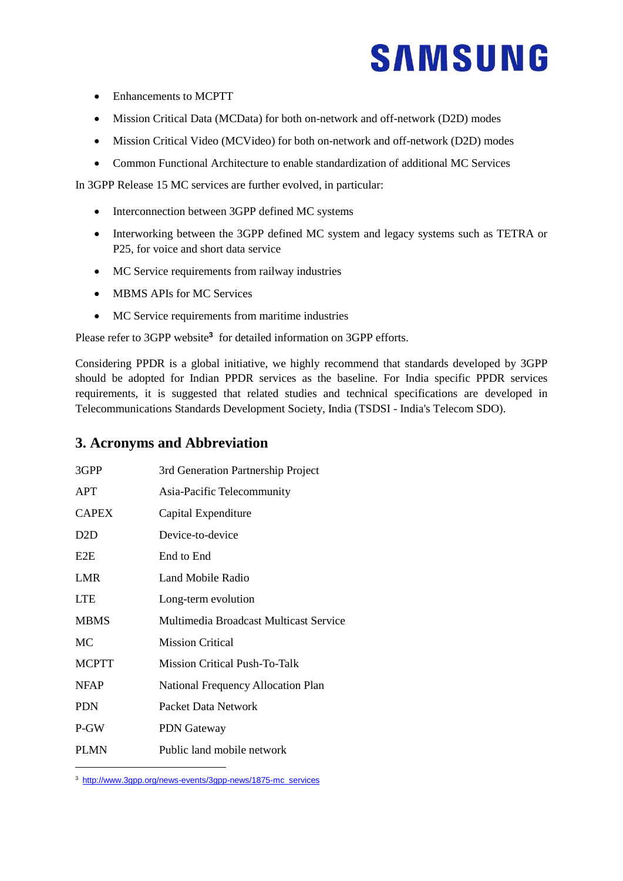- Enhancements to MCPTT
- Mission Critical Data (MCData) for both on-network and off-network (D2D) modes
- Mission Critical Video (MCVideo) for both on-network and off-network (D2D) modes
- Common Functional Architecture to enable standardization of additional MC Services

In 3GPP Release 15 MC services are further evolved, in particular:

- Interconnection between 3GPP defined MC systems
- Interworking between the 3GPP defined MC system and legacy systems such as TETRA or P25, for voice and short data service
- MC Service requirements from railway industries
- MBMS APIs for MC Services
- MC Service requirements from maritime industries

Please refer to 3GPP website[3] for detailed information on 3GPP efforts.

Considering PPDR is a global initiative, we highly recommend that standards developed by 3GPP should be adopted for Indian PPDR services as the baseline. For India specific PPDR services requirements, it is suggested that related studies and technical specifications are developed in Telecommunications Standards Development Society, India (TSDSI - India's Telecom SDO).

## 3. Acronyms and Abbreviation

| | |
|---|---|
| 3GPP | 3rd Generation Partnership Project |
| APT | Asia-Pacific Telecommunity |
| CAPEX | Capital Expenditure |
| D2D | Device-to-device |
| E2E | End to End |
| LMR | Land Mobile Radio |
| LTE | Long-term evolution |
| MBMS | Multimedia Broadcast Multicast Service |
| MC | Mission Critical |
| MCPTT | Mission Critical Push-To-Talk |
| NFAP | National Frequency Allocation Plan |
| PDN | Packet Data Network |
| P-GW | PDN Gateway |
| PLMN | Public land mobile network |

[3] http://www.3gpp.org/news-events/3gpp-news/1875-mc_services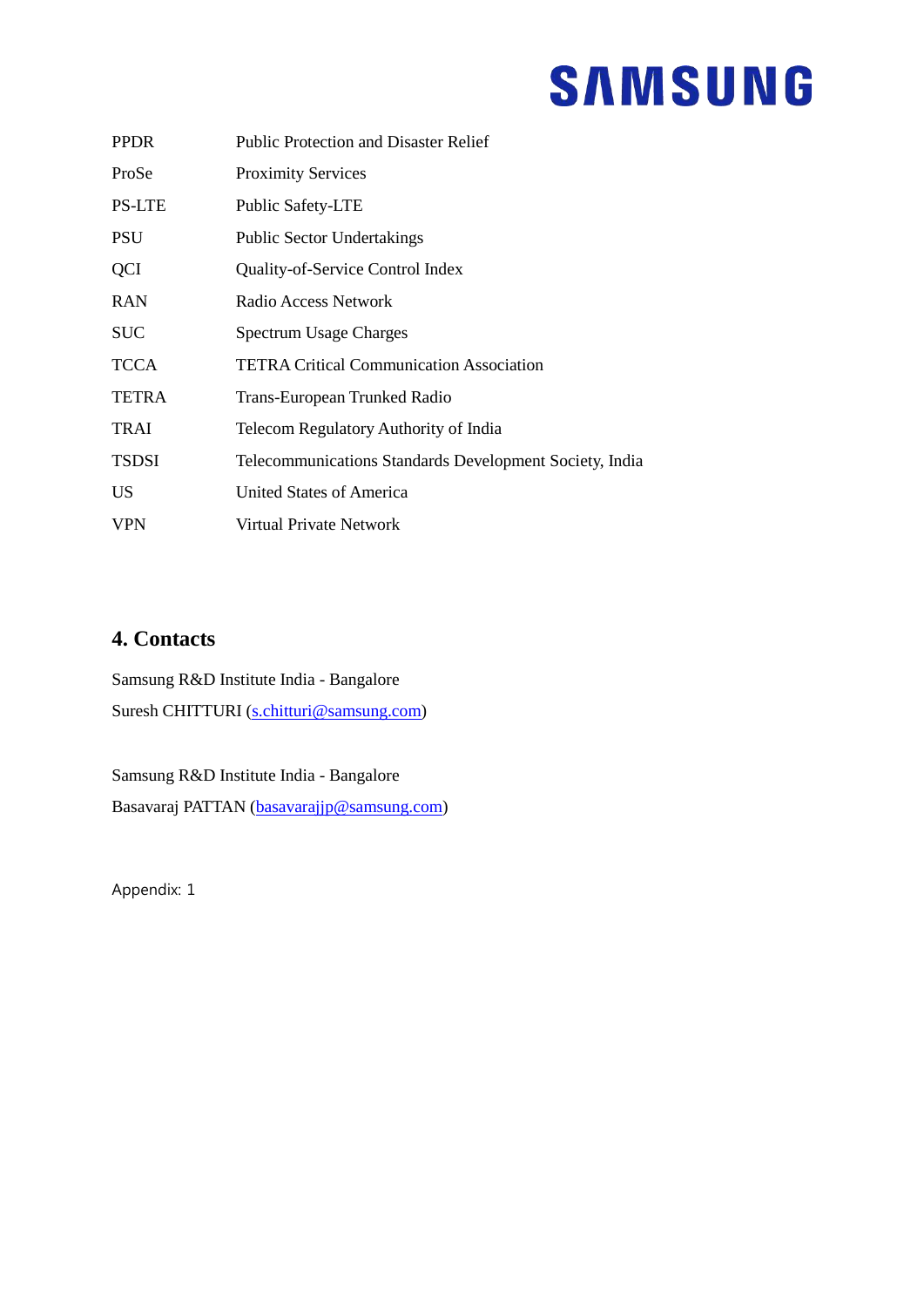| | |
|---|---|
| PPDR | Public Protection and Disaster Relief |
| ProSe | Proximity Services |
| PS-LTE | Public Safety-LTE |
| PSU | Public Sector Undertakings |
| QCI | Quality-of-Service Control Index |
| RAN | Radio Access Network |
| SUC | Spectrum Usage Charges |
| TCCA | TETRA Critical Communication Association |
| TETRA | Trans-European Trunked Radio |
| TRAI | Telecom Regulatory Authority of India |
| TSDSI | Telecommunications Standards Development Society, India |
| US | United States of America |
| VPN | Virtual Private Network |

## 4. Contacts

Samsung R&D Institute India - Bangalore
Suresh CHITTURI (s.chitturi@samsung.com)

Samsung R&D Institute India - Bangalore
Basavaraj PATTAN (basavarajjp@samsung.com)

Appendix: 1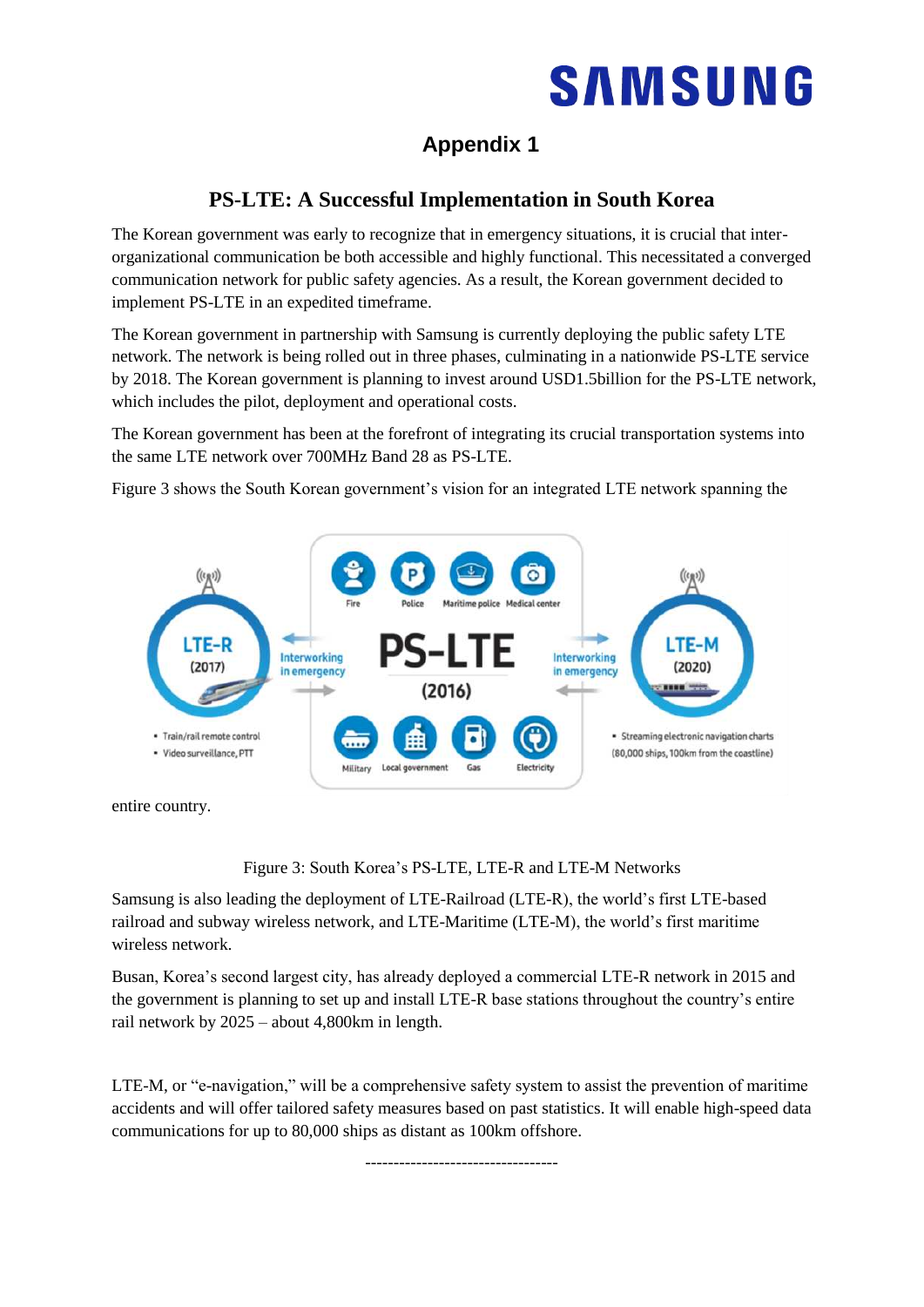## Appendix 1

### PS-LTE: A Successful Implementation in South Korea

The Korean government was early to recognize that in emergency situations, it is crucial that inter-organizational communication be both accessible and highly functional. This necessitated a converged communication network for public safety agencies. As a result, the Korean government decided to implement PS-LTE in an expedited timeframe.

The Korean government in partnership with Samsung is currently deploying the public safety LTE network. The network is being rolled out in three phases, culminating in a nationwide PS-LTE service by 2018. The Korean government is planning to invest around USD1.5billion for the PS-LTE network, which includes the pilot, deployment and operational costs.

The Korean government has been at the forefront of integrating its crucial transportation systems into the same LTE network over 700MHz Band 28 as PS-LTE.

Figure 3 shows the South Korean government's vision for an integrated LTE network spanning the entire country.

LTE-R (2017)
- Train/rail remote control
- Video surveillance, PTT

Interworking in emergency

Fire
Police
Maritime police
Medical center

PS-LTE (2016)

Military
Local government
Gas
Electricity

Interworking in emergency

LTE-M (2020)
- Streaming electronic navigation charts (80,000 ships, 100km from the coastline)

Figure 3: South Korea's PS-LTE, LTE-R and LTE-M Networks

Samsung is also leading the deployment of LTE-Railroad (LTE-R), the world's first LTE-based railroad and subway wireless network, and LTE-Maritime (LTE-M), the world's first maritime wireless network.

Busan, Korea's second largest city, has already deployed a commercial LTE-R network in 2015 and the government is planning to set up and install LTE-R base stations throughout the country's entire rail network by 2025 – about 4,800km in length.

LTE-M, or "e-navigation," will be a comprehensive safety system to assist the prevention of maritime accidents and will offer tailored safety measures based on past statistics. It will enable high-speed data communications for up to 80,000 ships as distant as 100km offshore.

----------------------------------